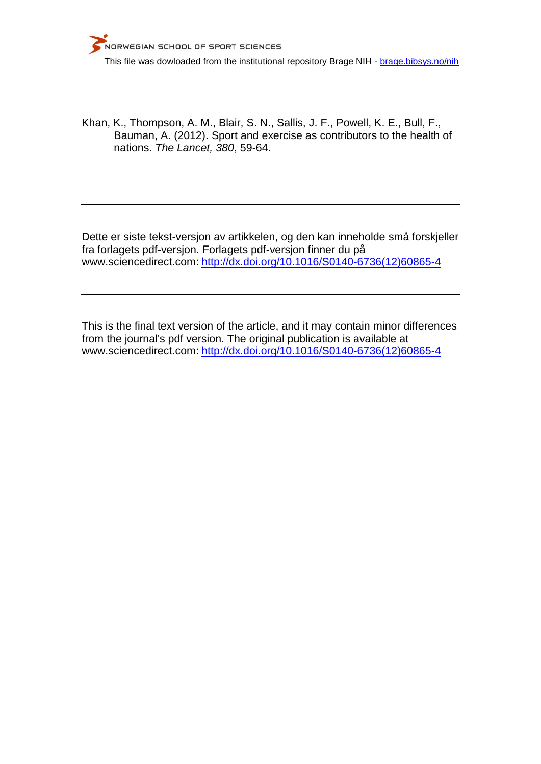NORWEGIAN SCHOOL OF SPORT SCIENCES

This file was dowloaded from the institutional repository Brage NIH - [brage.bibsys.no/nih](brage.bibsys.no/nih)

Khan, K., Thompson, A. M., Blair, S. N., Sallis, J. F., Powell, K. E., Bull, F., Bauman, A. (2012). Sport and exercise as contributors to the health of nations. *The Lancet, 380*, 59-64.

---

Dette er siste tekst-versjon av artikkelen, og den kan inneholde små forskjeller fra forlagets pdf-versjon. Forlagets pdf-versjon finner du på www.sciencedirect.com: [http://dx.doi.org/10.1016/S0140-6736(12)60865-4](http://dx.doi.org/10.1016/S0140-6736(12)60865-4)

---

This is the final text version of the article, and it may contain minor differences from the journal's pdf version. The original publication is available at www.sciencedirect.com: [http://dx.doi.org/10.1016/S0140-6736(12)60865-4](http://dx.doi.org/10.1016/S0140-6736(12)60865-4)

---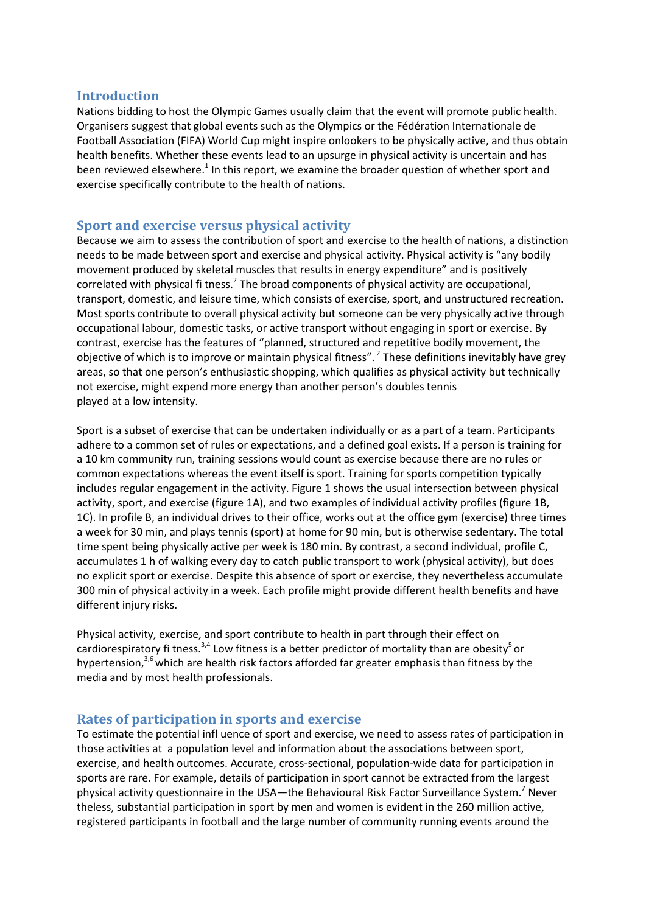## Introduction

Nations bidding to host the Olympic Games usually claim that the event will promote public health. Organisers suggest that global events such as the Olympics or the Fédération Internationale de Football Association (FIFA) World Cup might inspire onlookers to be physically active, and thus obtain health benefits. Whether these events lead to an upsurge in physical activity is uncertain and has been reviewed elsewhere.[1] In this report, we examine the broader question of whether sport and exercise specifically contribute to the health of nations.

## Sport and exercise versus physical activity

Because we aim to assess the contribution of sport and exercise to the health of nations, a distinction needs to be made between sport and exercise and physical activity. Physical activity is "any bodily movement produced by skeletal muscles that results in energy expenditure" and is positively correlated with physical fi tness.[2] The broad components of physical activity are occupational, transport, domestic, and leisure time, which consists of exercise, sport, and unstructured recreation. Most sports contribute to overall physical activity but someone can be very physically active through occupational labour, domestic tasks, or active transport without engaging in sport or exercise. By contrast, exercise has the features of "planned, structured and repetitive bodily movement, the objective of which is to improve or maintain physical fitness". [2] These definitions inevitably have grey areas, so that one person's enthusiastic shopping, which qualifies as physical activity but technically not exercise, might expend more energy than another person's doubles tennis played at a low intensity.

Sport is a subset of exercise that can be undertaken individually or as a part of a team. Participants adhere to a common set of rules or expectations, and a defined goal exists. If a person is training for a 10 km community run, training sessions would count as exercise because there are no rules or common expectations whereas the event itself is sport. Training for sports competition typically includes regular engagement in the activity. Figure 1 shows the usual intersection between physical activity, sport, and exercise (figure 1A), and two examples of individual activity profiles (figure 1B, 1C). In profile B, an individual drives to their office, works out at the office gym (exercise) three times a week for 30 min, and plays tennis (sport) at home for 90 min, but is otherwise sedentary. The total time spent being physically active per week is 180 min. By contrast, a second individual, profile C, accumulates 1 h of walking every day to catch public transport to work (physical activity), but does no explicit sport or exercise. Despite this absence of sport or exercise, they nevertheless accumulate 300 min of physical activity in a week. Each profile might provide different health benefits and have different injury risks.

Physical activity, exercise, and sport contribute to health in part through their effect on cardiorespiratory fi tness.[3,4] Low fitness is a better predictor of mortality than are obesity[5] or hypertension,[3,6] which are health risk factors afforded far greater emphasis than fitness by the media and by most health professionals.

## Rates of participation in sports and exercise

To estimate the potential infl uence of sport and exercise, we need to assess rates of participation in those activities at a population level and information about the associations between sport, exercise, and health outcomes. Accurate, cross-sectional, population-wide data for participation in sports are rare. For example, details of participation in sport cannot be extracted from the largest physical activity questionnaire in the USA—the Behavioural Risk Factor Surveillance System.[7] Never theless, substantial participation in sport by men and women is evident in the 260 million active, registered participants in football and the large number of community running events around the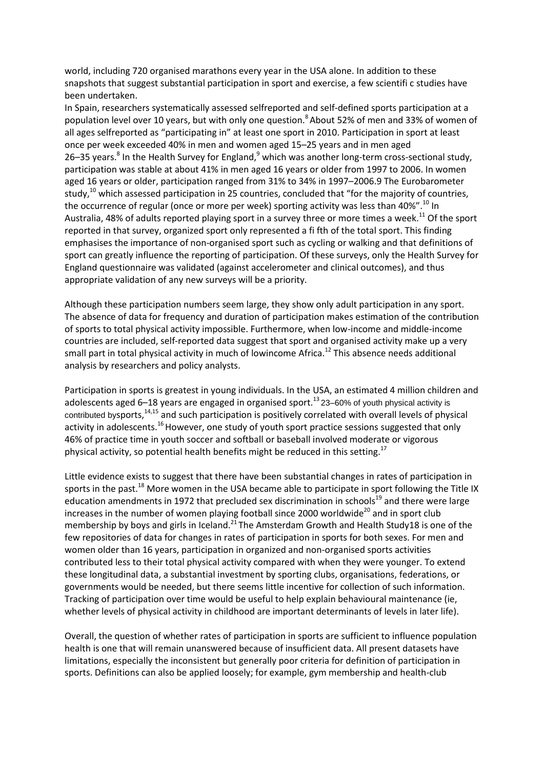world, including 720 organised marathons every year in the USA alone. In addition to these snapshots that suggest substantial participation in sport and exercise, a few scientifi c studies have been undertaken.

In Spain, researchers systematically assessed selfreported and self-defined sports participation at a population level over 10 years, but with only one question.[8] About 52% of men and 33% of women of all ages selfreported as "participating in" at least one sport in 2010. Participation in sport at least once per week exceeded 40% in men and women aged 15–25 years and in men aged 26–35 years.[8] In the Health Survey for England,[9] which was another long-term cross-sectional study, participation was stable at about 41% in men aged 16 years or older from 1997 to 2006. In women aged 16 years or older, participation ranged from 31% to 34% in 1997–2006.9 The Eurobarometer study,[10] which assessed participation in 25 countries, concluded that "for the majority of countries, the occurrence of regular (once or more per week) sporting activity was less than 40%".[10] In Australia, 48% of adults reported playing sport in a survey three or more times a week.[11] Of the sport reported in that survey, organized sport only represented a fi fth of the total sport. This finding emphasises the importance of non-organised sport such as cycling or walking and that definitions of sport can greatly influence the reporting of participation. Of these surveys, only the Health Survey for England questionnaire was validated (against accelerometer and clinical outcomes), and thus appropriate validation of any new surveys will be a priority.

Although these participation numbers seem large, they show only adult participation in any sport. The absence of data for frequency and duration of participation makes estimation of the contribution of sports to total physical activity impossible. Furthermore, when low-income and middle-income countries are included, self-reported data suggest that sport and organised activity make up a very small part in total physical activity in much of lowincome Africa.[12] This absence needs additional analysis by researchers and policy analysts.

Participation in sports is greatest in young individuals. In the USA, an estimated 4 million children and adolescents aged 6–18 years are engaged in organised sport.[13] 23–60% of youth physical activity is contributed bysports,[14,15] and such participation is positively correlated with overall levels of physical activity in adolescents.[16] However, one study of youth sport practice sessions suggested that only 46% of practice time in youth soccer and softball or baseball involved moderate or vigorous physical activity, so potential health benefits might be reduced in this setting.[17]

Little evidence exists to suggest that there have been substantial changes in rates of participation in sports in the past.[18] More women in the USA became able to participate in sport following the Title IX education amendments in 1972 that precluded sex discrimination in schools[19] and there were large increases in the number of women playing football since 2000 worldwide[20] and in sport club membership by boys and girls in Iceland.[21] The Amsterdam Growth and Health Study18 is one of the few repositories of data for changes in rates of participation in sports for both sexes. For men and women older than 16 years, participation in organized and non-organised sports activities contributed less to their total physical activity compared with when they were younger. To extend these longitudinal data, a substantial investment by sporting clubs, organisations, federations, or governments would be needed, but there seems little incentive for collection of such information. Tracking of participation over time would be useful to help explain behavioural maintenance (ie, whether levels of physical activity in childhood are important determinants of levels in later life).

Overall, the question of whether rates of participation in sports are sufficient to influence population health is one that will remain unanswered because of insufficient data. All present datasets have limitations, especially the inconsistent but generally poor criteria for definition of participation in sports. Definitions can also be applied loosely; for example, gym membership and health-club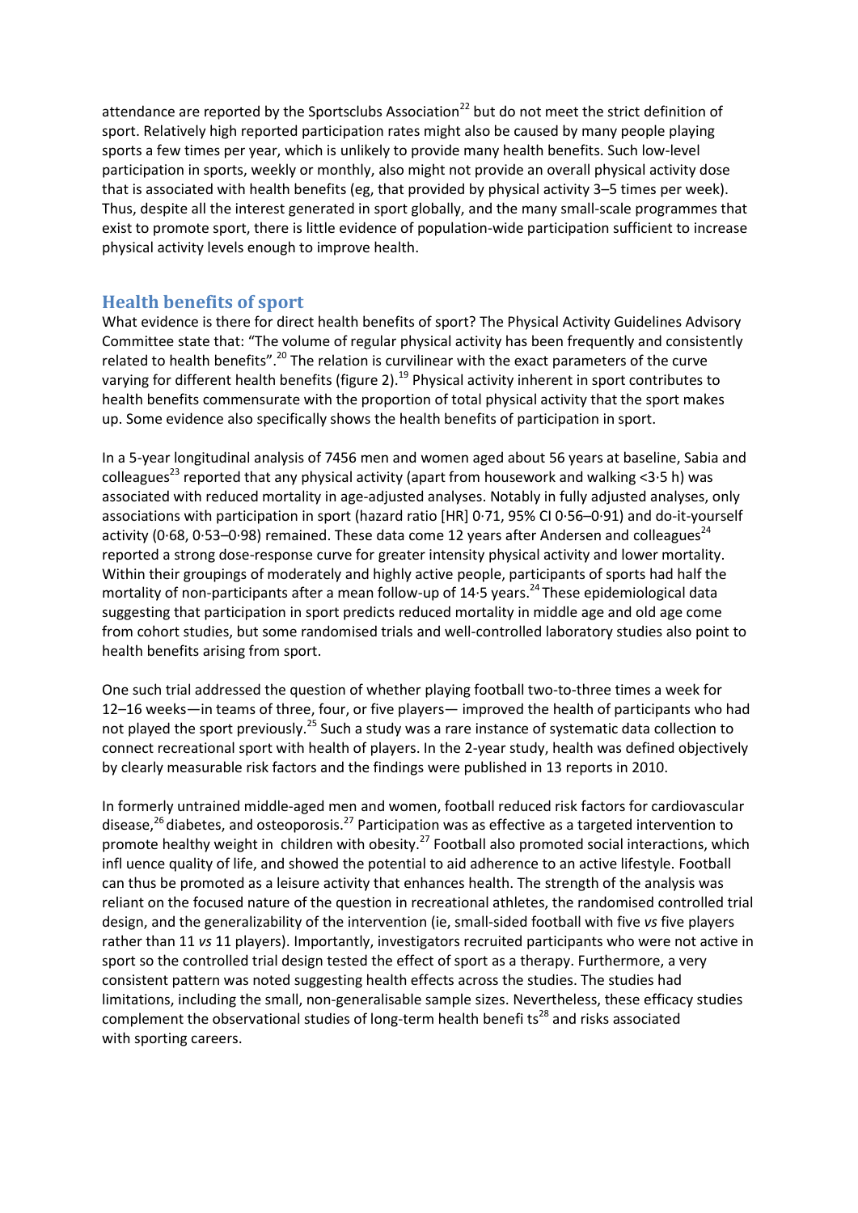attendance are reported by the Sportsclubs Association[22] but do not meet the strict definition of sport. Relatively high reported participation rates might also be caused by many people playing sports a few times per year, which is unlikely to provide many health benefits. Such low-level participation in sports, weekly or monthly, also might not provide an overall physical activity dose that is associated with health benefits (eg, that provided by physical activity 3–5 times per week). Thus, despite all the interest generated in sport globally, and the many small-scale programmes that exist to promote sport, there is little evidence of population-wide participation sufficient to increase physical activity levels enough to improve health.

## Health benefits of sport

What evidence is there for direct health benefits of sport? The Physical Activity Guidelines Advisory Committee state that: "The volume of regular physical activity has been frequently and consistently related to health benefits".[20] The relation is curvilinear with the exact parameters of the curve varying for different health benefits (figure 2).[19] Physical activity inherent in sport contributes to health benefits commensurate with the proportion of total physical activity that the sport makes up. Some evidence also specifically shows the health benefits of participation in sport.

In a 5-year longitudinal analysis of 7456 men and women aged about 56 years at baseline, Sabia and colleagues[23] reported that any physical activity (apart from housework and walking <3·5 h) was associated with reduced mortality in age-adjusted analyses. Notably in fully adjusted analyses, only associations with participation in sport (hazard ratio [HR] 0·71, 95% CI 0·56–0·91) and do-it-yourself activity (0·68, 0·53–0·98) remained. These data come 12 years after Andersen and colleagues[24] reported a strong dose-response curve for greater intensity physical activity and lower mortality. Within their groupings of moderately and highly active people, participants of sports had half the mortality of non-participants after a mean follow-up of 14·5 years.[24] These epidemiological data suggesting that participation in sport predicts reduced mortality in middle age and old age come from cohort studies, but some randomised trials and well-controlled laboratory studies also point to health benefits arising from sport.

One such trial addressed the question of whether playing football two-to-three times a week for 12–16 weeks—in teams of three, four, or five players— improved the health of participants who had not played the sport previously.[25] Such a study was a rare instance of systematic data collection to connect recreational sport with health of players. In the 2-year study, health was defined objectively by clearly measurable risk factors and the findings were published in 13 reports in 2010.

In formerly untrained middle-aged men and women, football reduced risk factors for cardiovascular disease,[26] diabetes, and osteoporosis.[27] Participation was as effective as a targeted intervention to promote healthy weight in children with obesity.[27] Football also promoted social interactions, which infl uence quality of life, and showed the potential to aid adherence to an active lifestyle. Football can thus be promoted as a leisure activity that enhances health. The strength of the analysis was reliant on the focused nature of the question in recreational athletes, the randomised controlled trial design, and the generalizability of the intervention (ie, small-sided football with five *vs* five players rather than 11 *vs* 11 players). Importantly, investigators recruited participants who were not active in sport so the controlled trial design tested the effect of sport as a therapy. Furthermore, a very consistent pattern was noted suggesting health effects across the studies. The studies had limitations, including the small, non-generalisable sample sizes. Nevertheless, these efficacy studies complement the observational studies of long-term health benefi ts[28] and risks associated with sporting careers.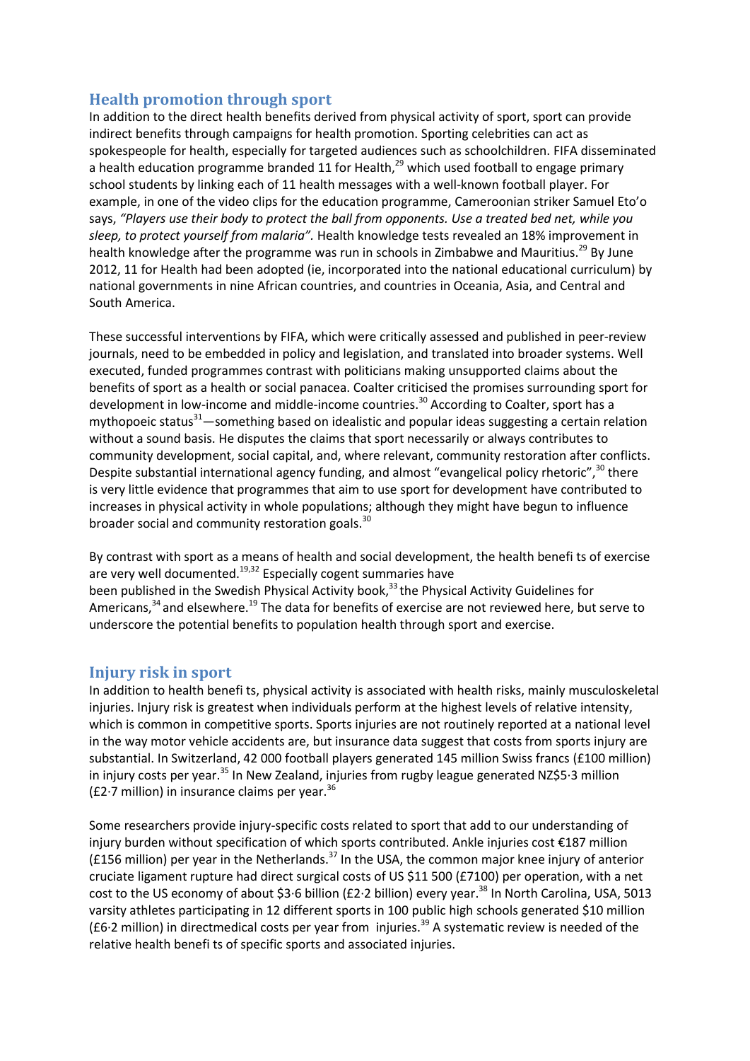## Health promotion through sport

In addition to the direct health benefits derived from physical activity of sport, sport can provide indirect benefits through campaigns for health promotion. Sporting celebrities can act as spokespeople for health, especially for targeted audiences such as schoolchildren. FIFA disseminated a health education programme branded 11 for Health,[29] which used football to engage primary school students by linking each of 11 health messages with a well-known football player. For example, in one of the video clips for the education programme, Cameroonian striker Samuel Eto'o says, *"Players use their body to protect the ball from opponents. Use a treated bed net, while you sleep, to protect yourself from malaria".* Health knowledge tests revealed an 18% improvement in health knowledge after the programme was run in schools in Zimbabwe and Mauritius.[29] By June 2012, 11 for Health had been adopted (ie, incorporated into the national educational curriculum) by national governments in nine African countries, and countries in Oceania, Asia, and Central and South America.

These successful interventions by FIFA, which were critically assessed and published in peer-review journals, need to be embedded in policy and legislation, and translated into broader systems. Well executed, funded programmes contrast with politicians making unsupported claims about the benefits of sport as a health or social panacea. Coalter criticised the promises surrounding sport for development in low-income and middle-income countries.[30] According to Coalter, sport has a mythopoeic status[31]—something based on idealistic and popular ideas suggesting a certain relation without a sound basis. He disputes the claims that sport necessarily or always contributes to community development, social capital, and, where relevant, community restoration after conflicts. Despite substantial international agency funding, and almost "evangelical policy rhetoric",[30] there is very little evidence that programmes that aim to use sport for development have contributed to increases in physical activity in whole populations; although they might have begun to influence broader social and community restoration goals.[30]

By contrast with sport as a means of health and social development, the health benefi ts of exercise are very well documented.[19,32] Especially cogent summaries have been published in the Swedish Physical Activity book,[33] the Physical Activity Guidelines for Americans,[34] and elsewhere.[19] The data for benefits of exercise are not reviewed here, but serve to underscore the potential benefits to population health through sport and exercise.

## Injury risk in sport

In addition to health benefi ts, physical activity is associated with health risks, mainly musculoskeletal injuries. Injury risk is greatest when individuals perform at the highest levels of relative intensity, which is common in competitive sports. Sports injuries are not routinely reported at a national level in the way motor vehicle accidents are, but insurance data suggest that costs from sports injury are substantial. In Switzerland, 42 000 football players generated 145 million Swiss francs (£100 million) in injury costs per year.[35] In New Zealand, injuries from rugby league generated NZ$5·3 million (£2·7 million) in insurance claims per year.[36]

Some researchers provide injury-specific costs related to sport that add to our understanding of injury burden without specification of which sports contributed. Ankle injuries cost €187 million (£156 million) per year in the Netherlands.[37] In the USA, the common major knee injury of anterior cruciate ligament rupture had direct surgical costs of US $11 500 (£7100) per operation, with a net cost to the US economy of about $3·6 billion (£2·2 billion) every year.[38] In North Carolina, USA, 5013 varsity athletes participating in 12 different sports in 100 public high schools generated $10 million (£6·2 million) in directmedical costs per year from injuries.[39] A systematic review is needed of the relative health benefi ts of specific sports and associated injuries.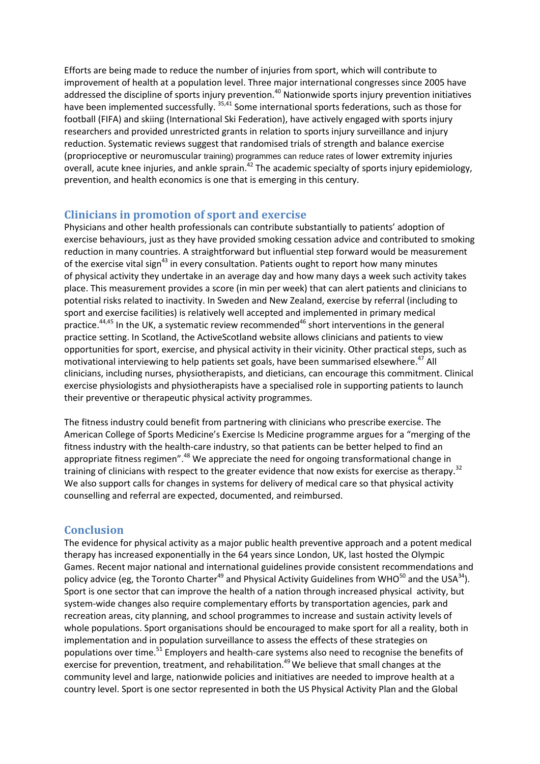Efforts are being made to reduce the number of injuries from sport, which will contribute to improvement of health at a population level. Three major international congresses since 2005 have addressed the discipline of sports injury prevention.[40] Nationwide sports injury prevention initiatives have been implemented successfully. [35,41] Some international sports federations, such as those for football (FIFA) and skiing (International Ski Federation), have actively engaged with sports injury researchers and provided unrestricted grants in relation to sports injury surveillance and injury reduction. Systematic reviews suggest that randomised trials of strength and balance exercise (proprioceptive or neuromuscular training) programmes can reduce rates of lower extremity injuries overall, acute knee injuries, and ankle sprain.[42] The academic specialty of sports injury epidemiology, prevention, and health economics is one that is emerging in this century.

## Clinicians in promotion of sport and exercise

Physicians and other health professionals can contribute substantially to patients' adoption of exercise behaviours, just as they have provided smoking cessation advice and contributed to smoking reduction in many countries. A straightforward but influential step forward would be measurement of the exercise vital sign[43] in every consultation. Patients ought to report how many minutes of physical activity they undertake in an average day and how many days a week such activity takes place. This measurement provides a score (in min per week) that can alert patients and clinicians to potential risks related to inactivity. In Sweden and New Zealand, exercise by referral (including to sport and exercise facilities) is relatively well accepted and implemented in primary medical practice.[44,45] In the UK, a systematic review recommended[46] short interventions in the general practice setting. In Scotland, the ActiveScotland website allows clinicians and patients to view opportunities for sport, exercise, and physical activity in their vicinity. Other practical steps, such as motivational interviewing to help patients set goals, have been summarised elsewhere.[47] All clinicians, including nurses, physiotherapists, and dieticians, can encourage this commitment. Clinical exercise physiologists and physiotherapists have a specialised role in supporting patients to launch their preventive or therapeutic physical activity programmes.

The fitness industry could benefit from partnering with clinicians who prescribe exercise. The American College of Sports Medicine's Exercise Is Medicine programme argues for a "merging of the fitness industry with the health-care industry, so that patients can be better helped to find an appropriate fitness regimen".[48] We appreciate the need for ongoing transformational change in training of clinicians with respect to the greater evidence that now exists for exercise as therapy.[32] We also support calls for changes in systems for delivery of medical care so that physical activity counselling and referral are expected, documented, and reimbursed.

## Conclusion

The evidence for physical activity as a major public health preventive approach and a potent medical therapy has increased exponentially in the 64 years since London, UK, last hosted the Olympic Games. Recent major national and international guidelines provide consistent recommendations and policy advice (eg, the Toronto Charter[49] and Physical Activity Guidelines from WHO[50] and the USA[34]). Sport is one sector that can improve the health of a nation through increased physical activity, but system-wide changes also require complementary efforts by transportation agencies, park and recreation areas, city planning, and school programmes to increase and sustain activity levels of whole populations. Sport organisations should be encouraged to make sport for all a reality, both in implementation and in population surveillance to assess the effects of these strategies on populations over time.[51] Employers and health-care systems also need to recognise the benefits of exercise for prevention, treatment, and rehabilitation.[49] We believe that small changes at the community level and large, nationwide policies and initiatives are needed to improve health at a country level. Sport is one sector represented in both the US Physical Activity Plan and the Global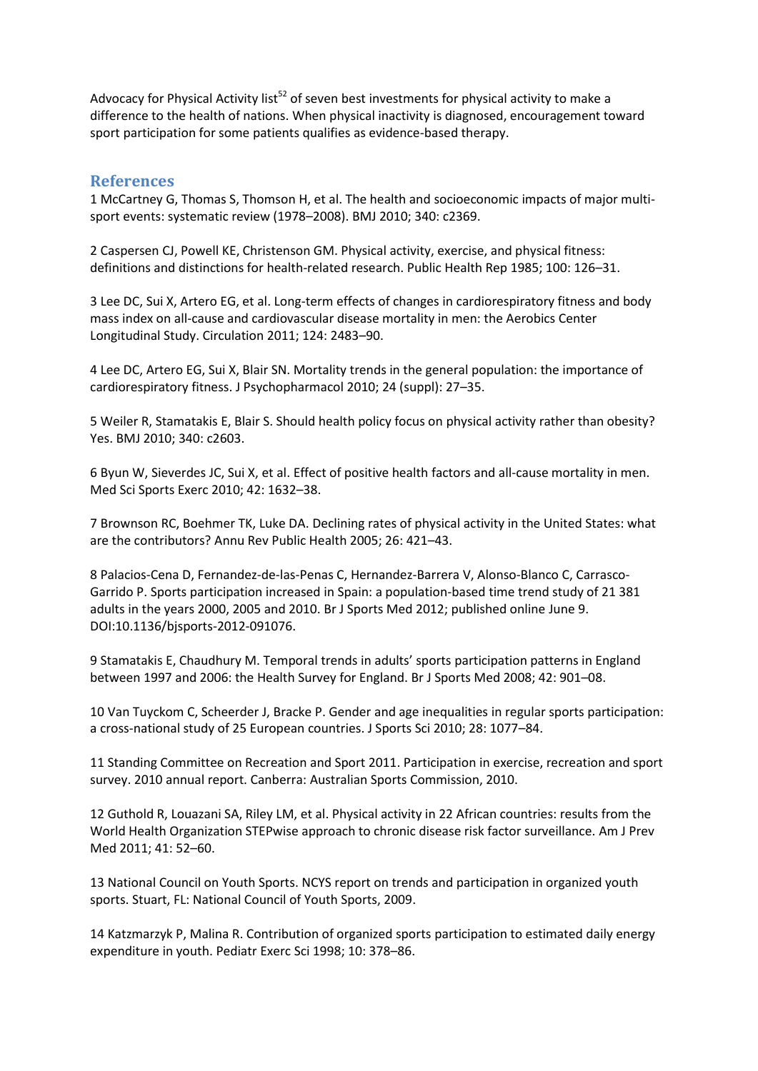Advocacy for Physical Activity list[52] of seven best investments for physical activity to make a difference to the health of nations. When physical inactivity is diagnosed, encouragement toward sport participation for some patients qualifies as evidence-based therapy.

## References

1 McCartney G, Thomas S, Thomson H, et al. The health and socioeconomic impacts of major multi-sport events: systematic review (1978–2008). BMJ 2010; 340: c2369.

2 Caspersen CJ, Powell KE, Christenson GM. Physical activity, exercise, and physical fitness: definitions and distinctions for health-related research. Public Health Rep 1985; 100: 126–31.

3 Lee DC, Sui X, Artero EG, et al. Long-term effects of changes in cardiorespiratory fitness and body mass index on all-cause and cardiovascular disease mortality in men: the Aerobics Center Longitudinal Study. Circulation 2011; 124: 2483–90.

4 Lee DC, Artero EG, Sui X, Blair SN. Mortality trends in the general population: the importance of cardiorespiratory fitness. J Psychopharmacol 2010; 24 (suppl): 27–35.

5 Weiler R, Stamatakis E, Blair S. Should health policy focus on physical activity rather than obesity? Yes. BMJ 2010; 340: c2603.

6 Byun W, Sieverdes JC, Sui X, et al. Effect of positive health factors and all-cause mortality in men. Med Sci Sports Exerc 2010; 42: 1632–38.

7 Brownson RC, Boehmer TK, Luke DA. Declining rates of physical activity in the United States: what are the contributors? Annu Rev Public Health 2005; 26: 421–43.

8 Palacios-Cena D, Fernandez-de-las-Penas C, Hernandez-Barrera V, Alonso-Blanco C, Carrasco-Garrido P. Sports participation increased in Spain: a population-based time trend study of 21 381 adults in the years 2000, 2005 and 2010. Br J Sports Med 2012; published online June 9. DOI:10.1136/bjsports-2012-091076.

9 Stamatakis E, Chaudhury M. Temporal trends in adults' sports participation patterns in England between 1997 and 2006: the Health Survey for England. Br J Sports Med 2008; 42: 901–08.

10 Van Tuyckom C, Scheerder J, Bracke P. Gender and age inequalities in regular sports participation: a cross-national study of 25 European countries. J Sports Sci 2010; 28: 1077–84.

11 Standing Committee on Recreation and Sport 2011. Participation in exercise, recreation and sport survey. 2010 annual report. Canberra: Australian Sports Commission, 2010.

12 Guthold R, Louazani SA, Riley LM, et al. Physical activity in 22 African countries: results from the World Health Organization STEPwise approach to chronic disease risk factor surveillance. Am J Prev Med 2011; 41: 52–60.

13 National Council on Youth Sports. NCYS report on trends and participation in organized youth sports. Stuart, FL: National Council of Youth Sports, 2009.

14 Katzmarzyk P, Malina R. Contribution of organized sports participation to estimated daily energy expenditure in youth. Pediatr Exerc Sci 1998; 10: 378–86.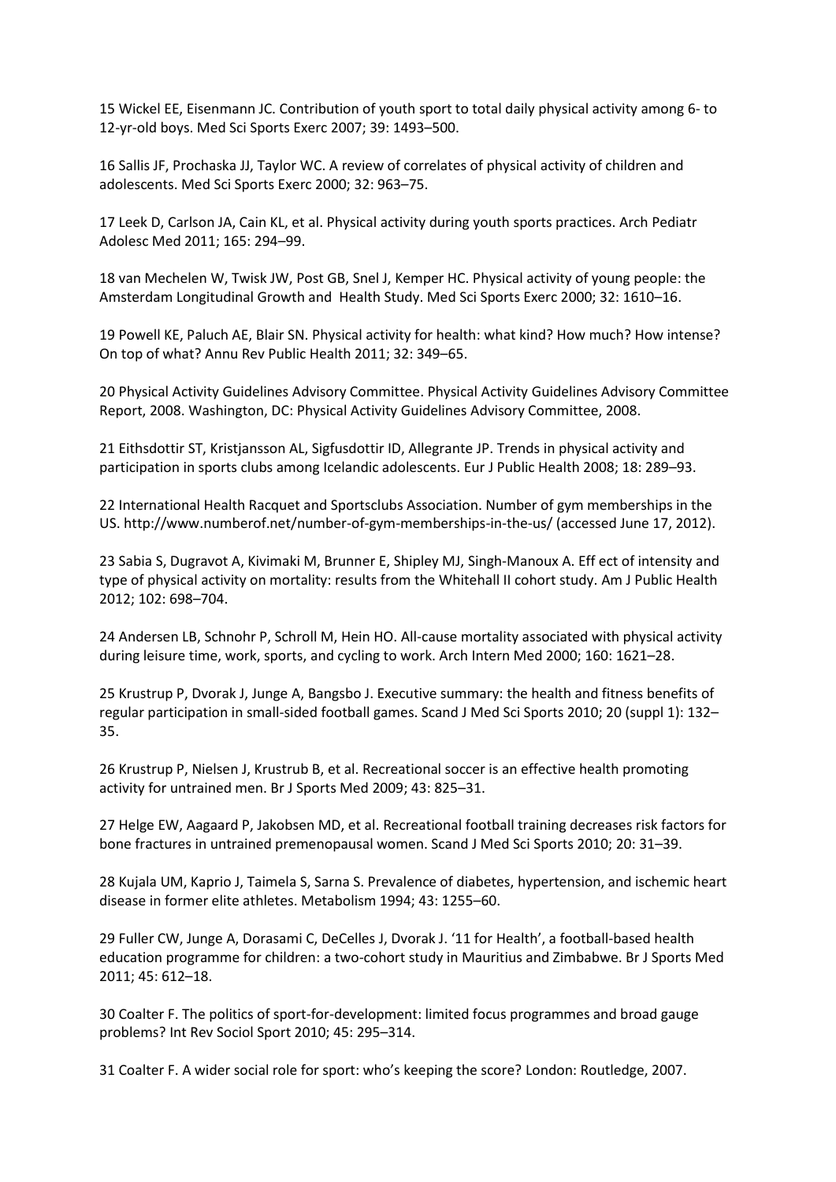15 Wickel EE, Eisenmann JC. Contribution of youth sport to total daily physical activity among 6- to 12-yr-old boys. Med Sci Sports Exerc 2007; 39: 1493–500.

16 Sallis JF, Prochaska JJ, Taylor WC. A review of correlates of physical activity of children and adolescents. Med Sci Sports Exerc 2000; 32: 963–75.

17 Leek D, Carlson JA, Cain KL, et al. Physical activity during youth sports practices. Arch Pediatr Adolesc Med 2011; 165: 294–99.

18 van Mechelen W, Twisk JW, Post GB, Snel J, Kemper HC. Physical activity of young people: the Amsterdam Longitudinal Growth and Health Study. Med Sci Sports Exerc 2000; 32: 1610–16.

19 Powell KE, Paluch AE, Blair SN. Physical activity for health: what kind? How much? How intense? On top of what? Annu Rev Public Health 2011; 32: 349–65.

20 Physical Activity Guidelines Advisory Committee. Physical Activity Guidelines Advisory Committee Report, 2008. Washington, DC: Physical Activity Guidelines Advisory Committee, 2008.

21 Eithsdottir ST, Kristjansson AL, Sigfusdottir ID, Allegrante JP. Trends in physical activity and participation in sports clubs among Icelandic adolescents. Eur J Public Health 2008; 18: 289–93.

22 International Health Racquet and Sportsclubs Association. Number of gym memberships in the US. http://www.numberof.net/number-of-gym-memberships-in-the-us/ (accessed June 17, 2012).

23 Sabia S, Dugravot A, Kivimaki M, Brunner E, Shipley MJ, Singh-Manoux A. Eff ect of intensity and type of physical activity on mortality: results from the Whitehall II cohort study. Am J Public Health 2012; 102: 698–704.

24 Andersen LB, Schnohr P, Schroll M, Hein HO. All-cause mortality associated with physical activity during leisure time, work, sports, and cycling to work. Arch Intern Med 2000; 160: 1621–28.

25 Krustrup P, Dvorak J, Junge A, Bangsbo J. Executive summary: the health and fitness benefits of regular participation in small-sided football games. Scand J Med Sci Sports 2010; 20 (suppl 1): 132–35.

26 Krustrup P, Nielsen J, Krustrub B, et al. Recreational soccer is an effective health promoting activity for untrained men. Br J Sports Med 2009; 43: 825–31.

27 Helge EW, Aagaard P, Jakobsen MD, et al. Recreational football training decreases risk factors for bone fractures in untrained premenopausal women. Scand J Med Sci Sports 2010; 20: 31–39.

28 Kujala UM, Kaprio J, Taimela S, Sarna S. Prevalence of diabetes, hypertension, and ischemic heart disease in former elite athletes. Metabolism 1994; 43: 1255–60.

29 Fuller CW, Junge A, Dorasami C, DeCelles J, Dvorak J. '11 for Health', a football-based health education programme for children: a two-cohort study in Mauritius and Zimbabwe. Br J Sports Med 2011; 45: 612–18.

30 Coalter F. The politics of sport-for-development: limited focus programmes and broad gauge problems? Int Rev Sociol Sport 2010; 45: 295–314.

31 Coalter F. A wider social role for sport: who's keeping the score? London: Routledge, 2007.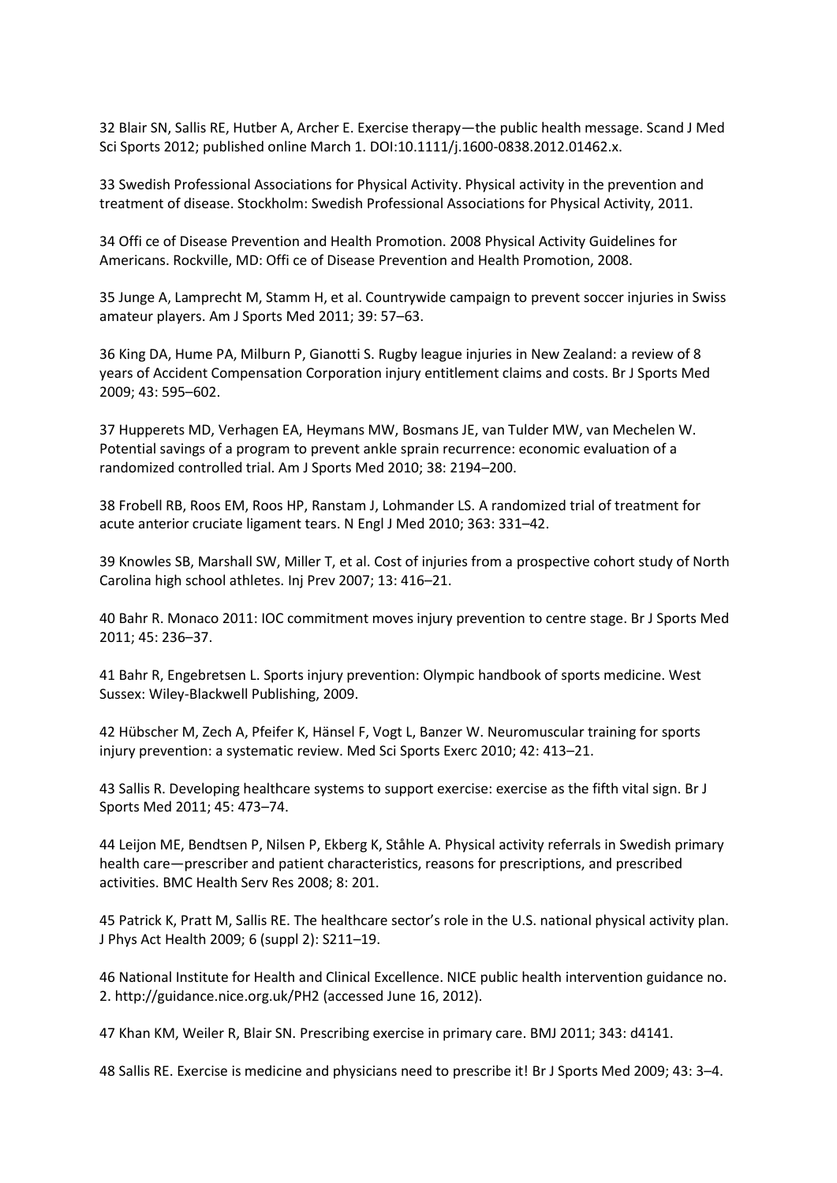32 Blair SN, Sallis RE, Hutber A, Archer E. Exercise therapy—the public health message. Scand J Med Sci Sports 2012; published online March 1. DOI:10.1111/j.1600-0838.2012.01462.x.

33 Swedish Professional Associations for Physical Activity. Physical activity in the prevention and treatment of disease. Stockholm: Swedish Professional Associations for Physical Activity, 2011.

34 Offi ce of Disease Prevention and Health Promotion. 2008 Physical Activity Guidelines for Americans. Rockville, MD: Offi ce of Disease Prevention and Health Promotion, 2008.

35 Junge A, Lamprecht M, Stamm H, et al. Countrywide campaign to prevent soccer injuries in Swiss amateur players. Am J Sports Med 2011; 39: 57–63.

36 King DA, Hume PA, Milburn P, Gianotti S. Rugby league injuries in New Zealand: a review of 8 years of Accident Compensation Corporation injury entitlement claims and costs. Br J Sports Med 2009; 43: 595–602.

37 Hupperets MD, Verhagen EA, Heymans MW, Bosmans JE, van Tulder MW, van Mechelen W. Potential savings of a program to prevent ankle sprain recurrence: economic evaluation of a randomized controlled trial. Am J Sports Med 2010; 38: 2194–200.

38 Frobell RB, Roos EM, Roos HP, Ranstam J, Lohmander LS. A randomized trial of treatment for acute anterior cruciate ligament tears. N Engl J Med 2010; 363: 331–42.

39 Knowles SB, Marshall SW, Miller T, et al. Cost of injuries from a prospective cohort study of North Carolina high school athletes. Inj Prev 2007; 13: 416–21.

40 Bahr R. Monaco 2011: IOC commitment moves injury prevention to centre stage. Br J Sports Med 2011; 45: 236–37.

41 Bahr R, Engebretsen L. Sports injury prevention: Olympic handbook of sports medicine. West Sussex: Wiley-Blackwell Publishing, 2009.

42 Hübscher M, Zech A, Pfeifer K, Hänsel F, Vogt L, Banzer W. Neuromuscular training for sports injury prevention: a systematic review. Med Sci Sports Exerc 2010; 42: 413–21.

43 Sallis R. Developing healthcare systems to support exercise: exercise as the fifth vital sign. Br J Sports Med 2011; 45: 473–74.

44 Leijon ME, Bendtsen P, Nilsen P, Ekberg K, Ståhle A. Physical activity referrals in Swedish primary health care—prescriber and patient characteristics, reasons for prescriptions, and prescribed activities. BMC Health Serv Res 2008; 8: 201.

45 Patrick K, Pratt M, Sallis RE. The healthcare sector's role in the U.S. national physical activity plan. J Phys Act Health 2009; 6 (suppl 2): S211–19.

46 National Institute for Health and Clinical Excellence. NICE public health intervention guidance no. 2. http://guidance.nice.org.uk/PH2 (accessed June 16, 2012).

47 Khan KM, Weiler R, Blair SN. Prescribing exercise in primary care. BMJ 2011; 343: d4141.

48 Sallis RE. Exercise is medicine and physicians need to prescribe it! Br J Sports Med 2009; 43: 3–4.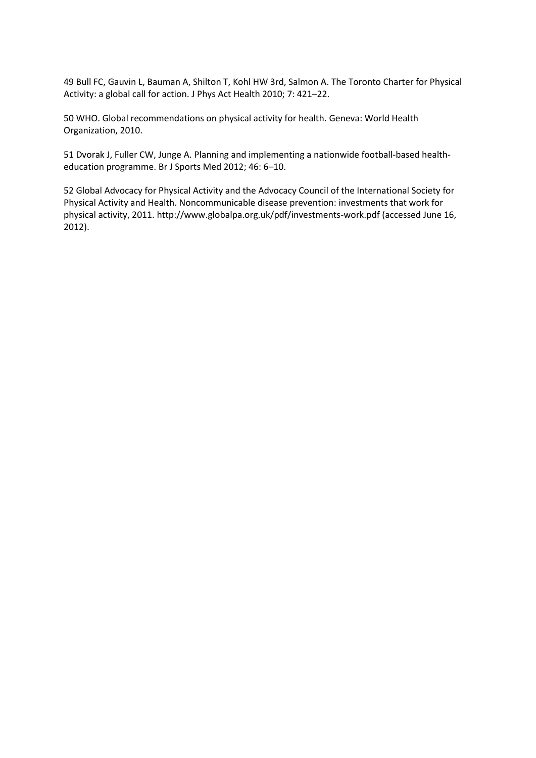49 Bull FC, Gauvin L, Bauman A, Shilton T, Kohl HW 3rd, Salmon A. The Toronto Charter for Physical Activity: a global call for action. J Phys Act Health 2010; 7: 421–22.

50 WHO. Global recommendations on physical activity for health. Geneva: World Health Organization, 2010.

51 Dvorak J, Fuller CW, Junge A. Planning and implementing a nationwide football-based health-education programme. Br J Sports Med 2012; 46: 6–10.

52 Global Advocacy for Physical Activity and the Advocacy Council of the International Society for Physical Activity and Health. Noncommunicable disease prevention: investments that work for physical activity, 2011. http://www.globalpa.org.uk/pdf/investments-work.pdf (accessed June 16, 2012).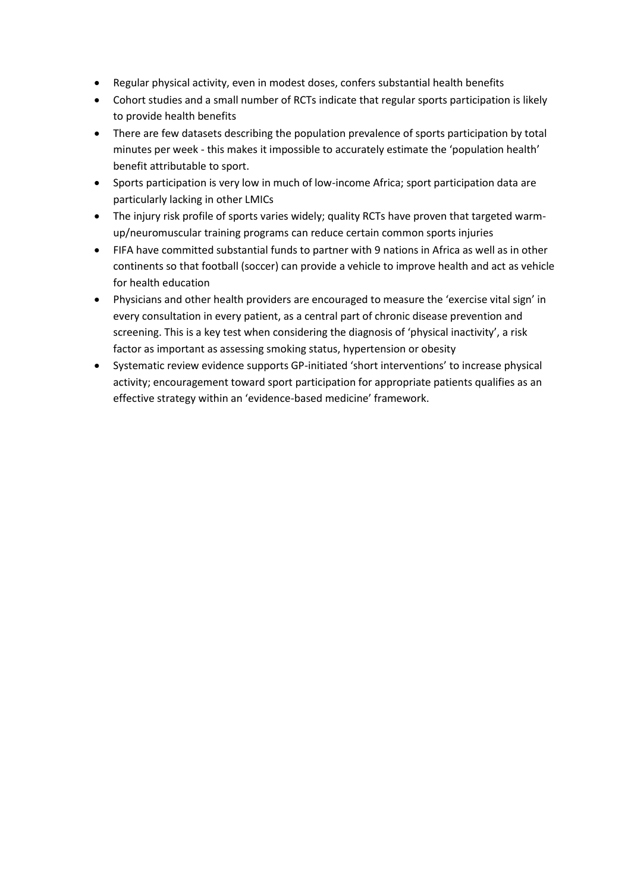- Regular physical activity, even in modest doses, confers substantial health benefits
- Cohort studies and a small number of RCTs indicate that regular sports participation is likely to provide health benefits
- There are few datasets describing the population prevalence of sports participation by total minutes per week - this makes it impossible to accurately estimate the 'population health' benefit attributable to sport.
- Sports participation is very low in much of low-income Africa; sport participation data are particularly lacking in other LMICs
- The injury risk profile of sports varies widely; quality RCTs have proven that targeted warm-up/neuromuscular training programs can reduce certain common sports injuries
- FIFA have committed substantial funds to partner with 9 nations in Africa as well as in other continents so that football (soccer) can provide a vehicle to improve health and act as vehicle for health education
- Physicians and other health providers are encouraged to measure the 'exercise vital sign' in every consultation in every patient, as a central part of chronic disease prevention and screening. This is a key test when considering the diagnosis of 'physical inactivity', a risk factor as important as assessing smoking status, hypertension or obesity
- Systematic review evidence supports GP-initiated 'short interventions' to increase physical activity; encouragement toward sport participation for appropriate patients qualifies as an effective strategy within an 'evidence-based medicine' framework.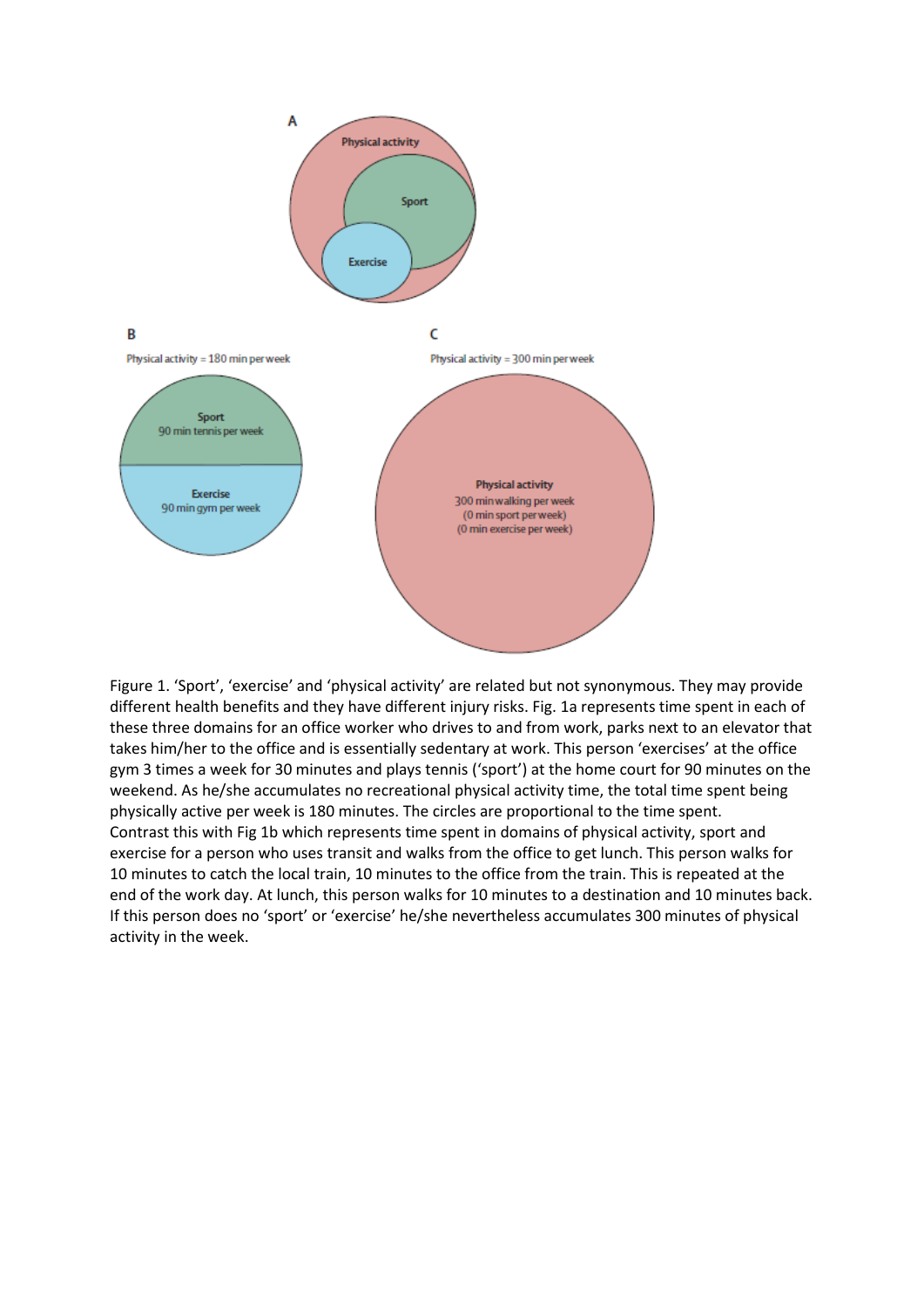A

Physical activity

Sport

Exercise

B

Physical activity = 180 min per week

Sport
90 min tennis per week

Exercise
90 min gym per week

C

Physical activity = 300 min per week

Physical activity
300 min walking per week
(0 min sport per week)
(0 min exercise per week)

Figure 1. 'Sport', 'exercise' and 'physical activity' are related but not synonymous. They may provide different health benefits and they have different injury risks. Fig. 1a represents time spent in each of these three domains for an office worker who drives to and from work, parks next to an elevator that takes him/her to the office and is essentially sedentary at work. This person 'exercises' at the office gym 3 times a week for 30 minutes and plays tennis ('sport') at the home court for 90 minutes on the weekend. As he/she accumulates no recreational physical activity time, the total time spent being physically active per week is 180 minutes. The circles are proportional to the time spent.
Contrast this with Fig 1b which represents time spent in domains of physical activity, sport and exercise for a person who uses transit and walks from the office to get lunch. This person walks for 10 minutes to catch the local train, 10 minutes to the office from the train. This is repeated at the end of the work day. At lunch, this person walks for 10 minutes to a destination and 10 minutes back. If this person does no 'sport' or 'exercise' he/she nevertheless accumulates 300 minutes of physical activity in the week.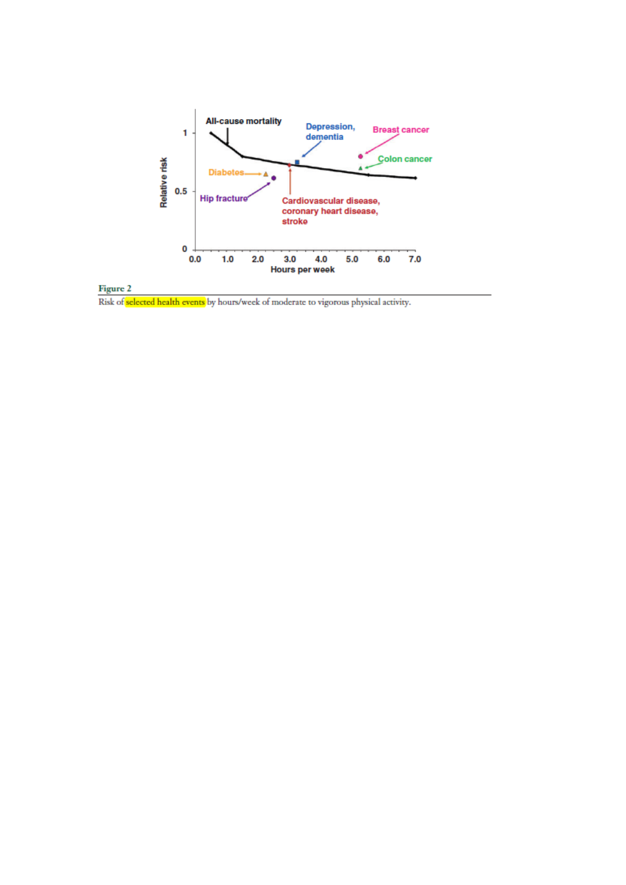Relative risk

1

0.5

0

0.0 1.0 2.0 3.0 4.0 5.0 6.0 7.0

Hours per week

All-cause mortality

Depression, dementia

Breast cancer

Colon cancer

Diabetes

Hip fracture

Cardiovascular disease, coronary heart disease, stroke

**Figure 2**

Risk of selected health events by hours/week of moderate to vigorous physical activity.